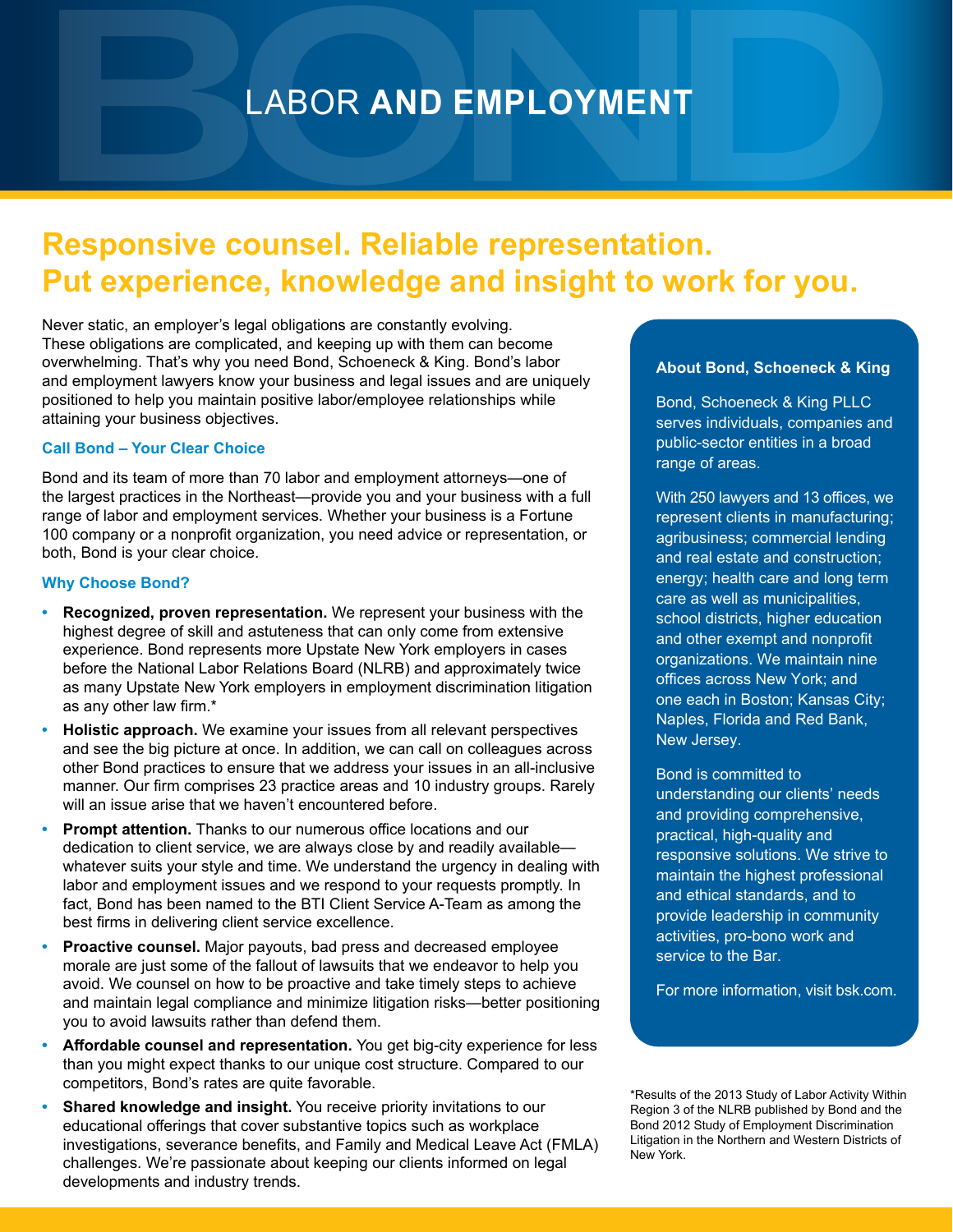# LABOR **AND EMPLOYMENT**

## Responsive counsel. Reliable representation. Put experience, knowledge and insight to work for you.

Never static, an employer's legal obligations are constantly evolving. These obligations are complicated, and keeping up with them can become overwhelming. That's why you need Bond, Schoeneck & King. Bond's labor and employment lawyers know your business and legal issues and are uniquely positioned to help you maintain positive labor/employee relationships while attaining your business objectives.

### Call Bond – Your Clear Choice

Bond and its team of more than 70 labor and employment attorneys—one of the largest practices in the Northeast—provide you and your business with a full range of labor and employment services. Whether your business is a Fortune 100 company or a nonprofit organization, you need advice or representation, or both, Bond is your clear choice.

### Why Choose Bond?

- **Recognized, proven representation.** We represent your business with the highest degree of skill and astuteness that can only come from extensive experience. Bond represents more Upstate New York employers in cases before the National Labor Relations Board (NLRB) and approximately twice as many Upstate New York employers in employment discrimination litigation as any other law firm.*
- **Holistic approach.** We examine your issues from all relevant perspectives and see the big picture at once. In addition, we can call on colleagues across other Bond practices to ensure that we address your issues in an all-inclusive manner. Our firm comprises 23 practice areas and 10 industry groups. Rarely will an issue arise that we haven't encountered before.
- **Prompt attention.** Thanks to our numerous office locations and our dedication to client service, we are always close by and readily available—whatever suits your style and time. We understand the urgency in dealing with labor and employment issues and we respond to your requests promptly. In fact, Bond has been named to the BTI Client Service A-Team as among the best firms in delivering client service excellence.
- **Proactive counsel.** Major payouts, bad press and decreased employee morale are just some of the fallout of lawsuits that we endeavor to help you avoid. We counsel on how to be proactive and take timely steps to achieve and maintain legal compliance and minimize litigation risks—better positioning you to avoid lawsuits rather than defend them.
- **Affordable counsel and representation.** You get big-city experience for less than you might expect thanks to our unique cost structure. Compared to our competitors, Bond's rates are quite favorable.
- **Shared knowledge and insight.** You receive priority invitations to our educational offerings that cover substantive topics such as workplace investigations, severance benefits, and Family and Medical Leave Act (FMLA) challenges. We're passionate about keeping our clients informed on legal developments and industry trends.

### About Bond, Schoeneck & King

Bond, Schoeneck & King PLLC serves individuals, companies and public-sector entities in a broad range of areas.

With 250 lawyers and 13 offices, we represent clients in manufacturing; agribusiness; commercial lending and real estate and construction; energy; health care and long term care as well as municipalities, school districts, higher education and other exempt and nonprofit organizations. We maintain nine offices across New York; and one each in Boston; Kansas City; Naples, Florida and Red Bank, New Jersey.

Bond is committed to understanding our clients' needs and providing comprehensive, practical, high-quality and responsive solutions. We strive to maintain the highest professional and ethical standards, and to provide leadership in community activities, pro-bono work and service to the Bar.

For more information, visit bsk.com.

*Results of the 2013 Study of Labor Activity Within Region 3 of the NLRB published by Bond and the Bond 2012 Study of Employment Discrimination Litigation in the Northern and Western Districts of New York.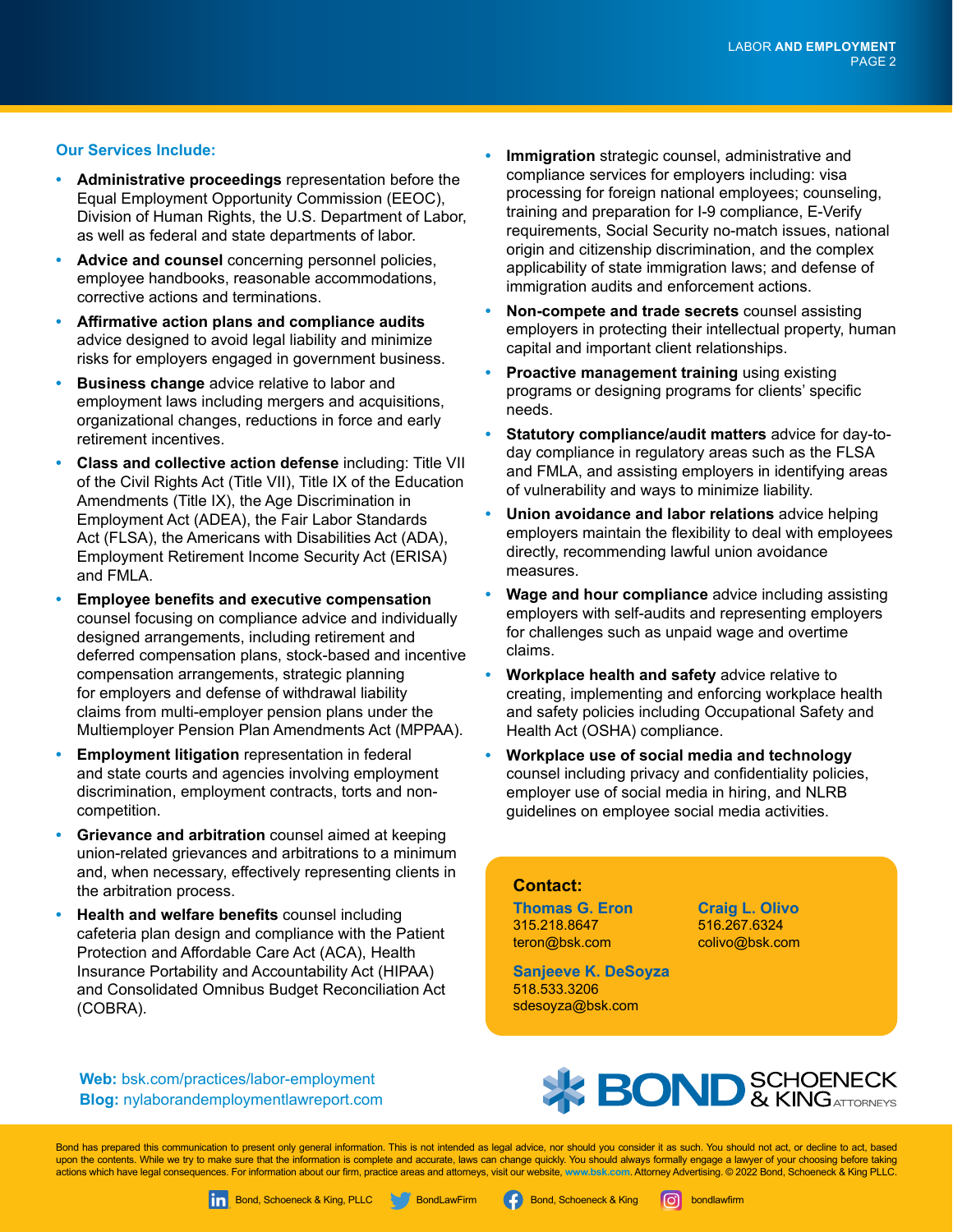## Our Services Include:

- **Administrative proceedings** representation before the Equal Employment Opportunity Commission (EEOC), Division of Human Rights, the U.S. Department of Labor, as well as federal and state departments of labor.
- **Advice and counsel** concerning personnel policies, employee handbooks, reasonable accommodations, corrective actions and terminations.
- **Affirmative action plans and compliance audits** advice designed to avoid legal liability and minimize risks for employers engaged in government business.
- **Business change** advice relative to labor and employment laws including mergers and acquisitions, organizational changes, reductions in force and early retirement incentives.
- **Class and collective action defense** including: Title VII of the Civil Rights Act (Title VII), Title IX of the Education Amendments (Title IX), the Age Discrimination in Employment Act (ADEA), the Fair Labor Standards Act (FLSA), the Americans with Disabilities Act (ADA), Employment Retirement Income Security Act (ERISA) and FMLA.
- **Employee benefits and executive compensation** counsel focusing on compliance advice and individually designed arrangements, including retirement and deferred compensation plans, stock-based and incentive compensation arrangements, strategic planning for employers and defense of withdrawal liability claims from multi-employer pension plans under the Multiemployer Pension Plan Amendments Act (MPPAA).
- **Employment litigation** representation in federal and state courts and agencies involving employment discrimination, employment contracts, torts and non-competition.
- **Grievance and arbitration** counsel aimed at keeping union-related grievances and arbitrations to a minimum and, when necessary, effectively representing clients in the arbitration process.
- **Health and welfare benefits** counsel including cafeteria plan design and compliance with the Patient Protection and Affordable Care Act (ACA), Health Insurance Portability and Accountability Act (HIPAA) and Consolidated Omnibus Budget Reconciliation Act (COBRA).
- **Immigration** strategic counsel, administrative and compliance services for employers including: visa processing for foreign national employees; counseling, training and preparation for I-9 compliance, E-Verify requirements, Social Security no-match issues, national origin and citizenship discrimination, and the complex applicability of state immigration laws; and defense of immigration audits and enforcement actions.
- **Non-compete and trade secrets** counsel assisting employers in protecting their intellectual property, human capital and important client relationships.
- **Proactive management training** using existing programs or designing programs for clients' specific needs.
- **Statutory compliance/audit matters** advice for day-to-day compliance in regulatory areas such as the FLSA and FMLA, and assisting employers in identifying areas of vulnerability and ways to minimize liability.
- **Union avoidance and labor relations** advice helping employers maintain the flexibility to deal with employees directly, recommending lawful union avoidance measures.
- **Wage and hour compliance** advice including assisting employers with self-audits and representing employers for challenges such as unpaid wage and overtime claims.
- **Workplace health and safety** advice relative to creating, implementing and enforcing workplace health and safety policies including Occupational Safety and Health Act (OSHA) compliance.
- **Workplace use of social media and technology** counsel including privacy and confidentiality policies, employer use of social media in hiring, and NLRB guidelines on employee social media activities.

**Contact:**

**Thomas G. Eron**
315.218.8647
teron@bsk.com

**Craig L. Olivo**
516.267.6324
colivo@bsk.com

**Sanjeeve K. DeSoyza**
518.533.3206
sdesoyza@bsk.com

**Web:** bsk.com/practices/labor-employment
**Blog:** nylaborandemploymentlawreport.com

BOND SCHOENECK & KING ATTORNEYS

Bond has prepared this communication to present only general information. This is not intended as legal advice, nor should you consider it as such. You should not act, or decline to act, based upon the contents. While we try to make sure that the information is complete and accurate, laws can change quickly. You should always formally engage a lawyer of your choosing before taking actions which have legal consequences. For information about our firm, practice areas and attorneys, visit our website, www.bsk.com. Attorney Advertising. © 2022 Bond, Schoeneck & King PLLC.

Bond, Schoeneck & King, PLLC | BondLawFirm | Bond, Schoeneck & King | bondlawfirm